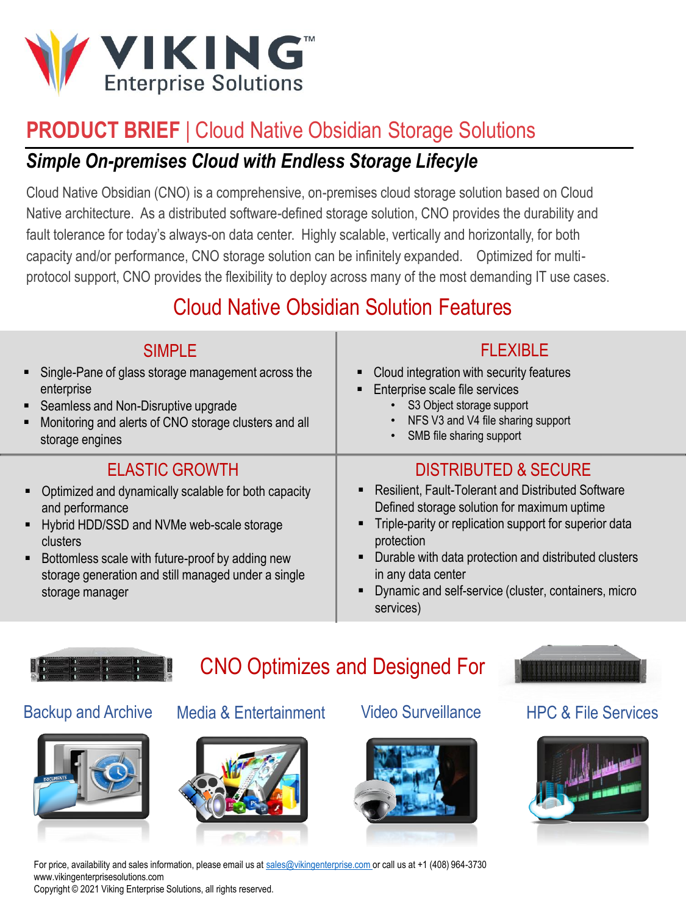VIKING™
Enterprise Solutions

# PRODUCT BRIEF | Cloud Native Obsidian Storage Solutions

## *Simple On-premises Cloud with Endless Storage Lifecyle*

Cloud Native Obsidian (CNO) is a comprehensive, on-premises cloud storage solution based on Cloud Native architecture. As a distributed software-defined storage solution, CNO provides the durability and fault tolerance for today's always-on data center. Highly scalable, vertically and horizontally, for both capacity and/or performance, CNO storage solution can be infinitely expanded. Optimized for multi-protocol support, CNO provides the flexibility to deploy across many of the most demanding IT use cases.

## Cloud Native Obsidian Solution Features

### SIMPLE

- Single-Pane of glass storage management across the enterprise
- Seamless and Non-Disruptive upgrade
- Monitoring and alerts of CNO storage clusters and all storage engines

### FLEXIBLE

- Cloud integration with security features
- Enterprise scale file services
  - S3 Object storage support
  - NFS V3 and V4 file sharing support
  - SMB file sharing support

### ELASTIC GROWTH

- Optimized and dynamically scalable for both capacity and performance
- Hybrid HDD/SSD and NVMe web-scale storage clusters
- Bottomless scale with future-proof by adding new storage generation and still managed under a single storage manager

### DISTRIBUTED & SECURE

- Resilient, Fault-Tolerant and Distributed Software Defined storage solution for maximum uptime
- Triple-parity or replication support for superior data protection
- Durable with data protection and distributed clusters in any data center
- Dynamic and self-service (cluster, containers, micro services)

## CNO Optimizes and Designed For

Backup and Archive

Media & Entertainment

Video Surveillance

HPC & File Services

For price, availability and sales information, please email us at sales@vikingenterprise.com or call us at +1 (408) 964-3730
www.vikingenterprisesolutions.com
Copyright © 2021 Viking Enterprise Solutions, all rights reserved.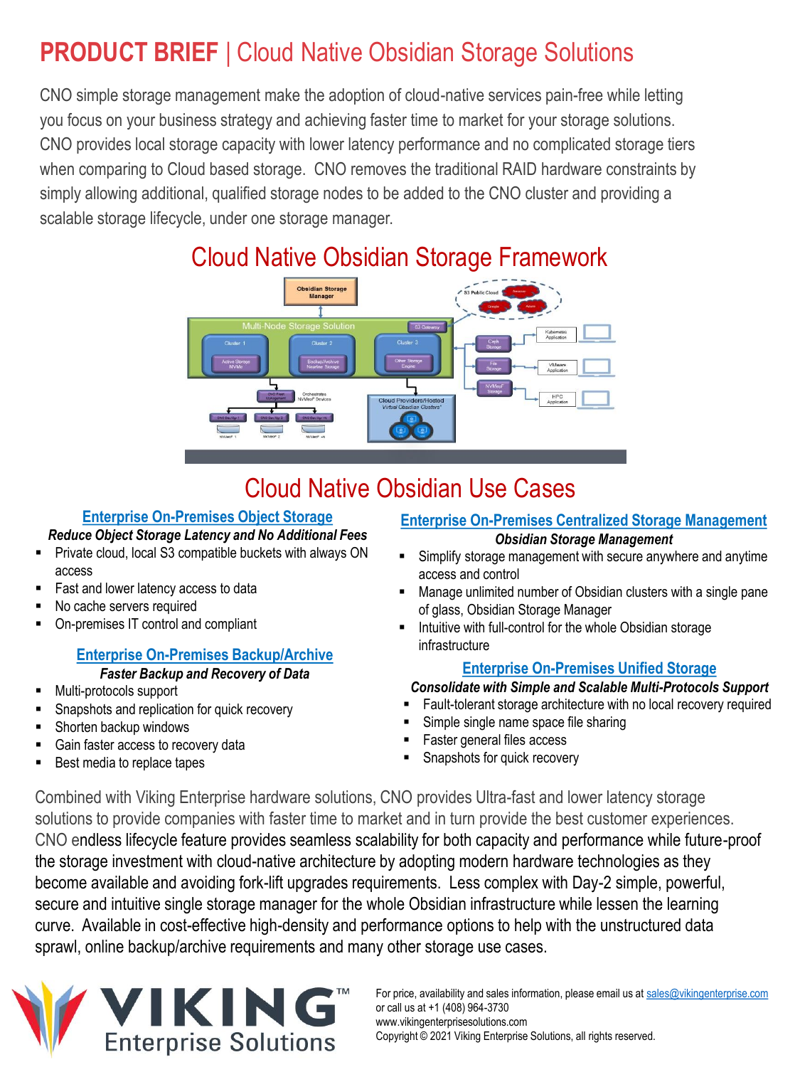# **PRODUCT BRIEF** | Cloud Native Obsidian Storage Solutions

CNO simple storage management make the adoption of cloud-native services pain-free while letting you focus on your business strategy and achieving faster time to market for your storage solutions. CNO provides local storage capacity with lower latency performance and no complicated storage tiers when comparing to Cloud based storage. CNO removes the traditional RAID hardware constraints by simply allowing additional, qualified storage nodes to be added to the CNO cluster and providing a scalable storage lifecycle, under one storage manager.

## Cloud Native Obsidian Storage Framework

Obsidian Storage Manager

Multi-Node Storage Solution

S3 Gateway

Cluster 1

Active Storage NVMe

Cluster 2

Backup/Archive Nearline Storage

Cluster 3

Other Storage Engine

S3 Public Cloud

Amazon

Google

Azure

Ceph Storage

File Storage

NVMeoF Storage

Kubernetes Application

VMware Application

HPC Application

Orchestrates NVMeoF Devices

Cloud Providers/Hosted Virtual Obsidian Clusters*

## Cloud Native Obsidian Use Cases

### Enterprise On-Premises Object Storage

***Reduce Object Storage Latency and No Additional Fees***

- Private cloud, local S3 compatible buckets with always ON access
- Fast and lower latency access to data
- No cache servers required
- On-premises IT control and compliant

### Enterprise On-Premises Backup/Archive

***Faster Backup and Recovery of Data***

- Multi-protocols support
- Snapshots and replication for quick recovery
- Shorten backup windows
- Gain faster access to recovery data
- Best media to replace tapes

### Enterprise On-Premises Centralized Storage Management

***Obsidian Storage Management***

- Simplify storage management with secure anywhere and anytime access and control
- Manage unlimited number of Obsidian clusters with a single pane of glass, Obsidian Storage Manager
- Intuitive with full-control for the whole Obsidian storage infrastructure

### Enterprise On-Premises Unified Storage

***Consolidate with Simple and Scalable Multi-Protocols Support***

- Fault-tolerant storage architecture with no local recovery required
- Simple single name space file sharing
- Faster general files access
- Snapshots for quick recovery

Combined with Viking Enterprise hardware solutions, CNO provides Ultra-fast and lower latency storage solutions to provide companies with faster time to market and in turn provide the best customer experiences. CNO endless lifecycle feature provides seamless scalability for both capacity and performance while future-proof the storage investment with cloud-native architecture by adopting modern hardware technologies as they become available and avoiding fork-lift upgrades requirements. Less complex with Day-2 simple, powerful, secure and intuitive single storage manager for the whole Obsidian infrastructure while lessen the learning curve. Available in cost-effective high-density and performance options to help with the unstructured data sprawl, online backup/archive requirements and many other storage use cases.

VIKING™ Enterprise Solutions

For price, availability and sales information, please email us at sales@vikingenterprise.com or call us at +1 (408) 964-3730
www.vikingenterprisesolutions.com
Copyright © 2021 Viking Enterprise Solutions, all rights reserved.